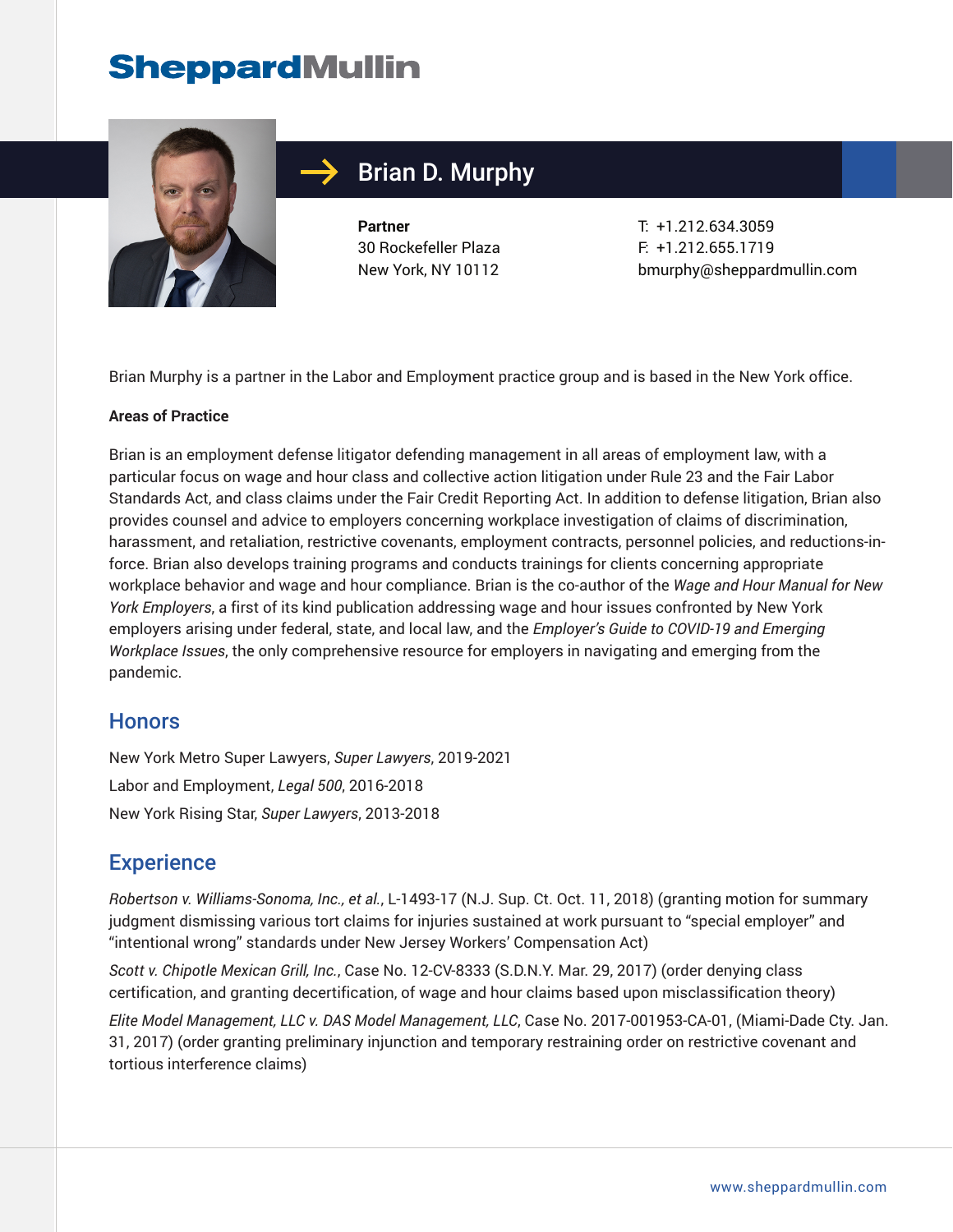SheppardMullin

# Brian D. Murphy

**Partner**
30 Rockefeller Plaza
New York, NY 10112

T: +1.212.634.3059
F: +1.212.655.1719
bmurphy@sheppardmullin.com

Brian Murphy is a partner in the Labor and Employment practice group and is based in the New York office.

**Areas of Practice**

Brian is an employment defense litigator defending management in all areas of employment law, with a particular focus on wage and hour class and collective action litigation under Rule 23 and the Fair Labor Standards Act, and class claims under the Fair Credit Reporting Act. In addition to defense litigation, Brian also provides counsel and advice to employers concerning workplace investigation of claims of discrimination, harassment, and retaliation, restrictive covenants, employment contracts, personnel policies, and reductions-in-force. Brian also develops training programs and conducts trainings for clients concerning appropriate workplace behavior and wage and hour compliance. Brian is the co-author of the *Wage and Hour Manual for New York Employers*, a first of its kind publication addressing wage and hour issues confronted by New York employers arising under federal, state, and local law, and the *Employer's Guide to COVID-19 and Emerging Workplace Issues*, the only comprehensive resource for employers in navigating and emerging from the pandemic.

## Honors

New York Metro Super Lawyers, *Super Lawyers*, 2019-2021

Labor and Employment, *Legal 500*, 2016-2018

New York Rising Star, *Super Lawyers*, 2013-2018

## Experience

*Robertson v. Williams-Sonoma, Inc., et al.*, L-1493-17 (N.J. Sup. Ct. Oct. 11, 2018) (granting motion for summary judgment dismissing various tort claims for injuries sustained at work pursuant to "special employer" and "intentional wrong" standards under New Jersey Workers' Compensation Act)

*Scott v. Chipotle Mexican Grill, Inc.*, Case No. 12-CV-8333 (S.D.N.Y. Mar. 29, 2017) (order denying class certification, and granting decertification, of wage and hour claims based upon misclassification theory)

*Elite Model Management, LLC v. DAS Model Management, LLC*, Case No. 2017-001953-CA-01, (Miami-Dade Cty. Jan. 31, 2017) (order granting preliminary injunction and temporary restraining order on restrictive covenant and tortious interference claims)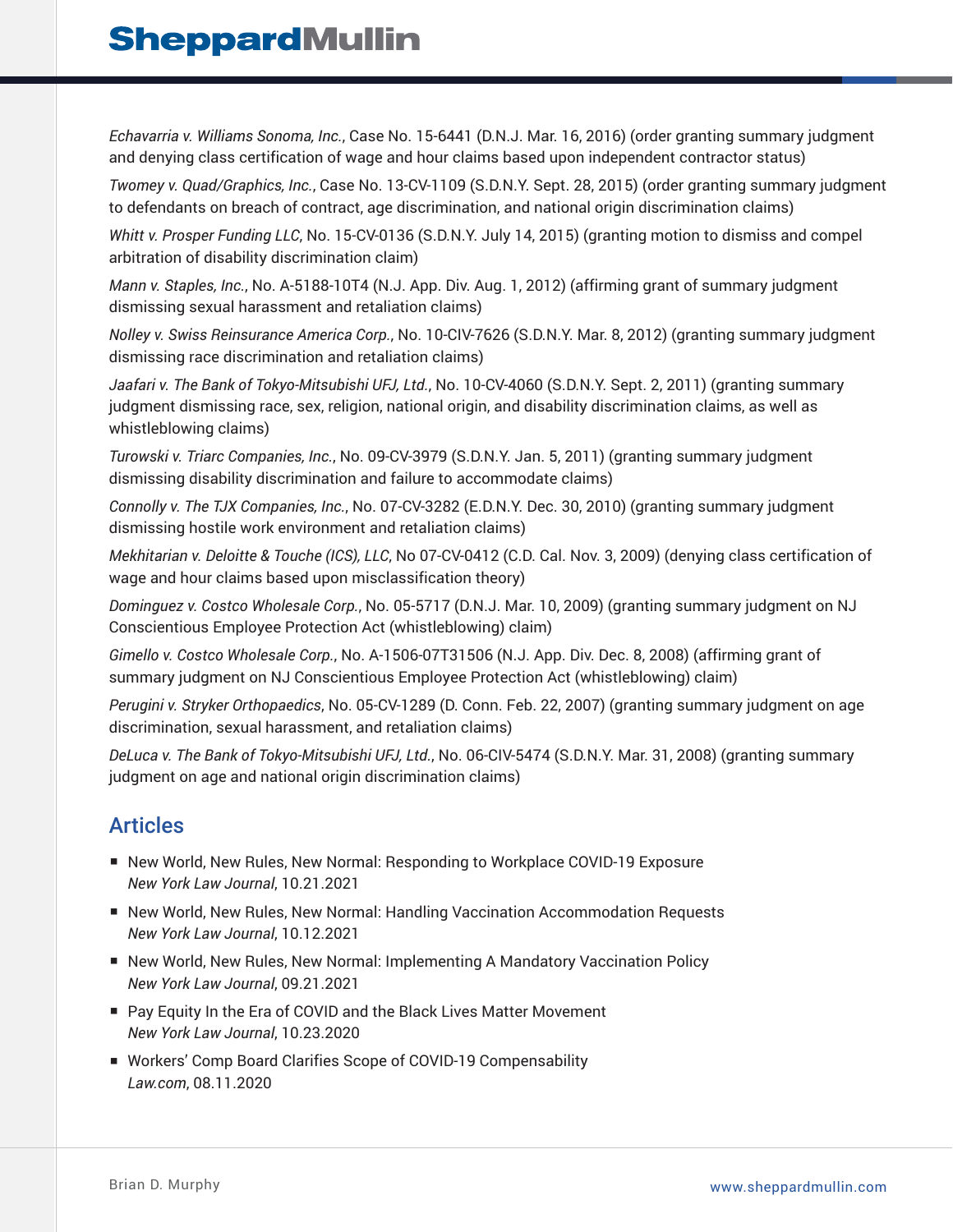*Echavarria v. Williams Sonoma, Inc.*, Case No. 15-6441 (D.N.J. Mar. 16, 2016) (order granting summary judgment and denying class certification of wage and hour claims based upon independent contractor status)

*Twomey v. Quad/Graphics, Inc.*, Case No. 13-CV-1109 (S.D.N.Y. Sept. 28, 2015) (order granting summary judgment to defendants on breach of contract, age discrimination, and national origin discrimination claims)

*Whitt v. Prosper Funding LLC*, No. 15-CV-0136 (S.D.N.Y. July 14, 2015) (granting motion to dismiss and compel arbitration of disability discrimination claim)

*Mann v. Staples, Inc.*, No. A-5188-10T4 (N.J. App. Div. Aug. 1, 2012) (affirming grant of summary judgment dismissing sexual harassment and retaliation claims)

*Nolley v. Swiss Reinsurance America Corp.*, No. 10-CIV-7626 (S.D.N.Y. Mar. 8, 2012) (granting summary judgment dismissing race discrimination and retaliation claims)

*Jaafari v. The Bank of Tokyo-Mitsubishi UFJ, Ltd.*, No. 10-CV-4060 (S.D.N.Y. Sept. 2, 2011) (granting summary judgment dismissing race, sex, religion, national origin, and disability discrimination claims, as well as whistleblowing claims)

*Turowski v. Triarc Companies, Inc.*, No. 09-CV-3979 (S.D.N.Y. Jan. 5, 2011) (granting summary judgment dismissing disability discrimination and failure to accommodate claims)

*Connolly v. The TJX Companies, Inc.*, No. 07-CV-3282 (E.D.N.Y. Dec. 30, 2010) (granting summary judgment dismissing hostile work environment and retaliation claims)

*Mekhitarian v. Deloitte & Touche (ICS), LLC*, No 07-CV-0412 (C.D. Cal. Nov. 3, 2009) (denying class certification of wage and hour claims based upon misclassification theory)

*Dominguez v. Costco Wholesale Corp.*, No. 05-5717 (D.N.J. Mar. 10, 2009) (granting summary judgment on NJ Conscientious Employee Protection Act (whistleblowing) claim)

*Gimello v. Costco Wholesale Corp.*, No. A-1506-07T31506 (N.J. App. Div. Dec. 8, 2008) (affirming grant of summary judgment on NJ Conscientious Employee Protection Act (whistleblowing) claim)

*Perugini v. Stryker Orthopaedics*, No. 05-CV-1289 (D. Conn. Feb. 22, 2007) (granting summary judgment on age discrimination, sexual harassment, and retaliation claims)

*DeLuca v. The Bank of Tokyo-Mitsubishi UFJ, Ltd.*, No. 06-CIV-5474 (S.D.N.Y. Mar. 31, 2008) (granting summary judgment on age and national origin discrimination claims)

## Articles

- New World, New Rules, New Normal: Responding to Workplace COVID-19 Exposure
  *New York Law Journal*, 10.21.2021
- New World, New Rules, New Normal: Handling Vaccination Accommodation Requests
  *New York Law Journal*, 10.12.2021
- New World, New Rules, New Normal: Implementing A Mandatory Vaccination Policy
  *New York Law Journal*, 09.21.2021
- Pay Equity In the Era of COVID and the Black Lives Matter Movement
  *New York Law Journal*, 10.23.2020
- Workers' Comp Board Clarifies Scope of COVID-19 Compensability
  *Law.com*, 08.11.2020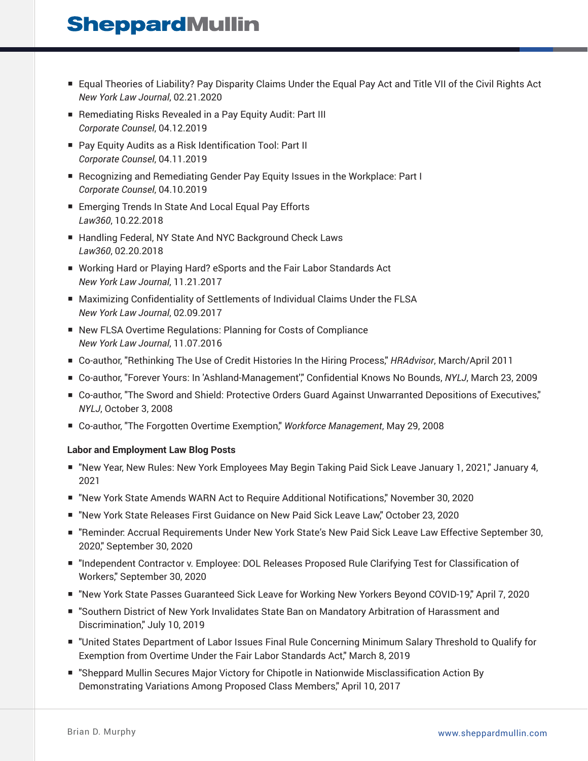- Equal Theories of Liability? Pay Disparity Claims Under the Equal Pay Act and Title VII of the Civil Rights Act
  *New York Law Journal*, 02.21.2020
- Remediating Risks Revealed in a Pay Equity Audit: Part III
  *Corporate Counsel*, 04.12.2019
- Pay Equity Audits as a Risk Identification Tool: Part II
  *Corporate Counsel*, 04.11.2019
- Recognizing and Remediating Gender Pay Equity Issues in the Workplace: Part I
  *Corporate Counsel*, 04.10.2019
- Emerging Trends In State And Local Equal Pay Efforts
  *Law360*, 10.22.2018
- Handling Federal, NY State And NYC Background Check Laws
  *Law360*, 02.20.2018
- Working Hard or Playing Hard? eSports and the Fair Labor Standards Act
  *New York Law Journal*, 11.21.2017
- Maximizing Confidentiality of Settlements of Individual Claims Under the FLSA
  *New York Law Journal*, 02.09.2017
- New FLSA Overtime Regulations: Planning for Costs of Compliance
  *New York Law Journal*, 11.07.2016
- Co-author, "Rethinking The Use of Credit Histories In the Hiring Process," *HRAdvisor*, March/April 2011
- Co-author, "Forever Yours: In 'Ashland-Management'," Confidential Knows No Bounds, *NYLJ*, March 23, 2009
- Co-author, "The Sword and Shield: Protective Orders Guard Against Unwarranted Depositions of Executives," *NYLJ*, October 3, 2008
- Co-author, "The Forgotten Overtime Exemption," *Workforce Management*, May 29, 2008

**Labor and Employment Law Blog Posts**

- "New Year, New Rules: New York Employees May Begin Taking Paid Sick Leave January 1, 2021," January 4, 2021
- "New York State Amends WARN Act to Require Additional Notifications," November 30, 2020
- "New York State Releases First Guidance on New Paid Sick Leave Law," October 23, 2020
- "Reminder: Accrual Requirements Under New York State's New Paid Sick Leave Law Effective September 30, 2020," September 30, 2020
- "Independent Contractor v. Employee: DOL Releases Proposed Rule Clarifying Test for Classification of Workers," September 30, 2020
- "New York State Passes Guaranteed Sick Leave for Working New Yorkers Beyond COVID-19," April 7, 2020
- "Southern District of New York Invalidates State Ban on Mandatory Arbitration of Harassment and Discrimination," July 10, 2019
- "United States Department of Labor Issues Final Rule Concerning Minimum Salary Threshold to Qualify for Exemption from Overtime Under the Fair Labor Standards Act," March 8, 2019
- "Sheppard Mullin Secures Major Victory for Chipotle in Nationwide Misclassification Action By Demonstrating Variations Among Proposed Class Members," April 10, 2017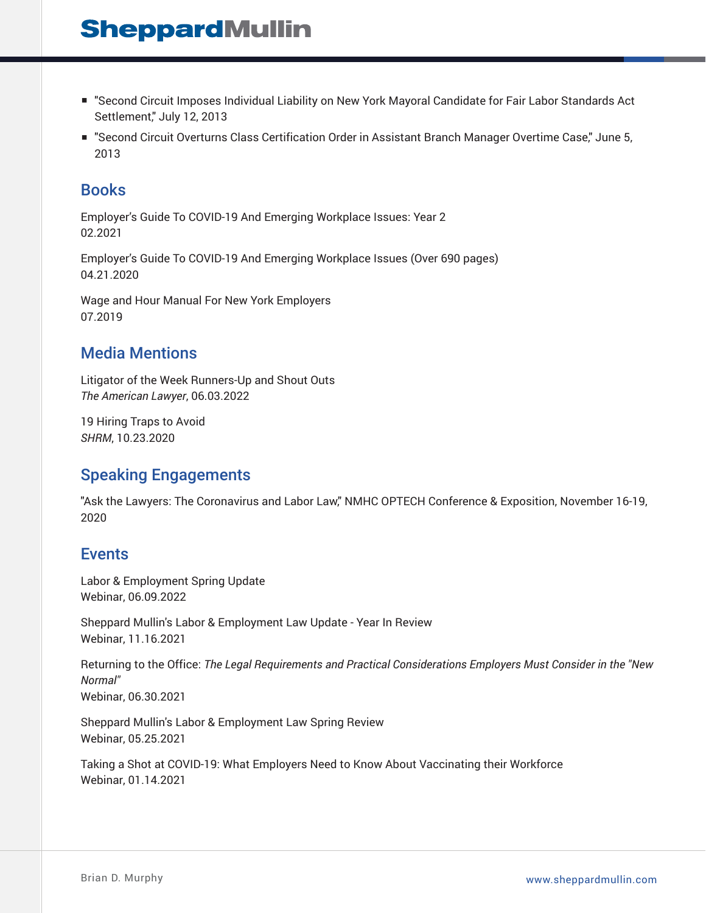- "Second Circuit Imposes Individual Liability on New York Mayoral Candidate for Fair Labor Standards Act Settlement," July 12, 2013
- "Second Circuit Overturns Class Certification Order in Assistant Branch Manager Overtime Case," June 5, 2013

## Books

Employer's Guide To COVID-19 And Emerging Workplace Issues: Year 2
02.2021

Employer's Guide To COVID-19 And Emerging Workplace Issues (Over 690 pages)
04.21.2020

Wage and Hour Manual For New York Employers
07.2019

## Media Mentions

Litigator of the Week Runners-Up and Shout Outs
*The American Lawyer*, 06.03.2022

19 Hiring Traps to Avoid
*SHRM*, 10.23.2020

## Speaking Engagements

"Ask the Lawyers: The Coronavirus and Labor Law," NMHC OPTECH Conference & Exposition, November 16-19, 2020

## Events

Labor & Employment Spring Update
Webinar, 06.09.2022

Sheppard Mullin's Labor & Employment Law Update - Year In Review
Webinar, 11.16.2021

Returning to the Office: *The Legal Requirements and Practical Considerations Employers Must Consider in the "New Normal"*
Webinar, 06.30.2021

Sheppard Mullin's Labor & Employment Law Spring Review
Webinar, 05.25.2021

Taking a Shot at COVID-19: What Employers Need to Know About Vaccinating their Workforce
Webinar, 01.14.2021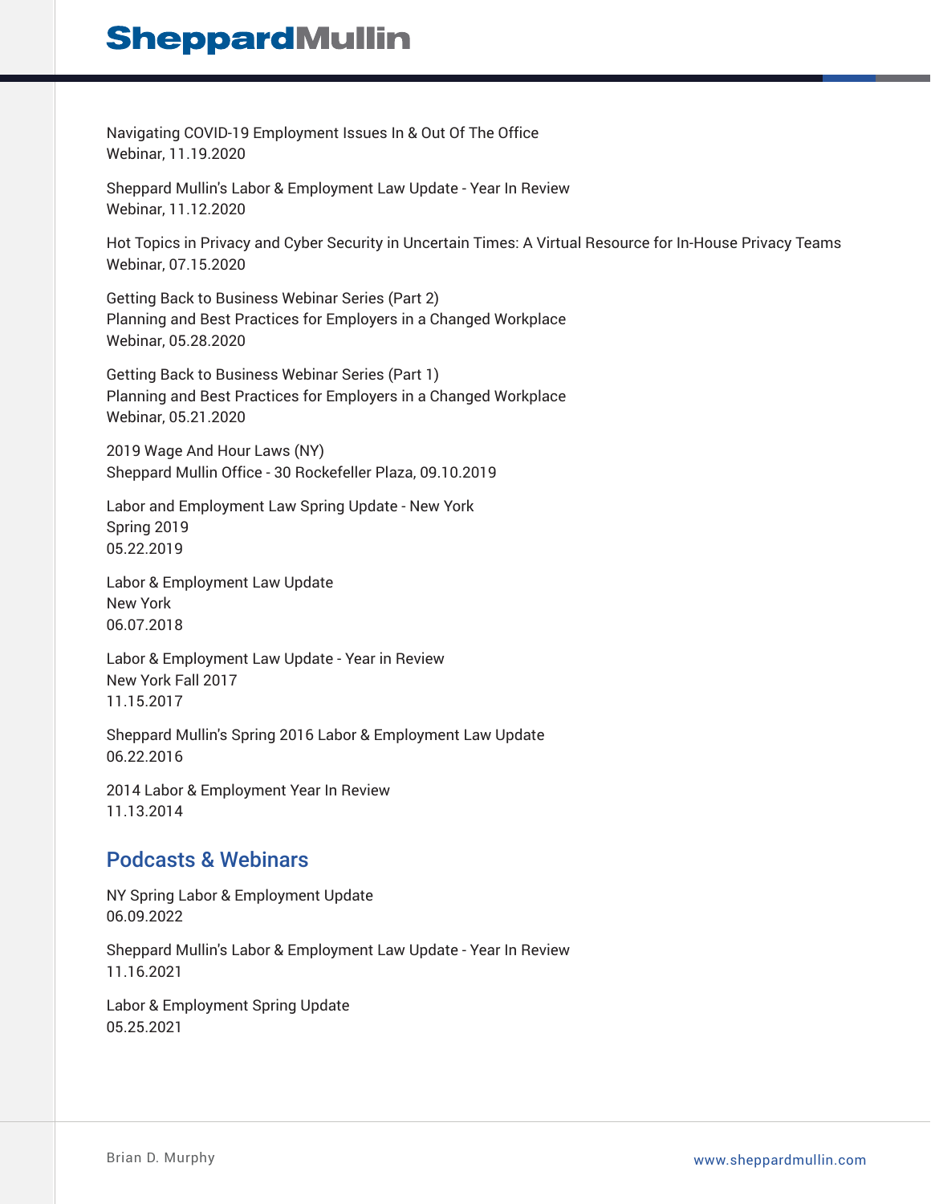Navigating COVID-19 Employment Issues In & Out Of The Office
Webinar, 11.19.2020

Sheppard Mullin's Labor & Employment Law Update - Year In Review
Webinar, 11.12.2020

Hot Topics in Privacy and Cyber Security in Uncertain Times: A Virtual Resource for In-House Privacy Teams
Webinar, 07.15.2020

Getting Back to Business Webinar Series (Part 2)
Planning and Best Practices for Employers in a Changed Workplace
Webinar, 05.28.2020

Getting Back to Business Webinar Series (Part 1)
Planning and Best Practices for Employers in a Changed Workplace
Webinar, 05.21.2020

2019 Wage And Hour Laws (NY)
Sheppard Mullin Office - 30 Rockefeller Plaza, 09.10.2019

Labor and Employment Law Spring Update - New York
Spring 2019
05.22.2019

Labor & Employment Law Update
New York
06.07.2018

Labor & Employment Law Update - Year in Review
New York Fall 2017
11.15.2017

Sheppard Mullin's Spring 2016 Labor & Employment Law Update
06.22.2016

2014 Labor & Employment Year In Review
11.13.2014

## Podcasts & Webinars

NY Spring Labor & Employment Update
06.09.2022

Sheppard Mullin's Labor & Employment Law Update - Year In Review
11.16.2021

Labor & Employment Spring Update
05.25.2021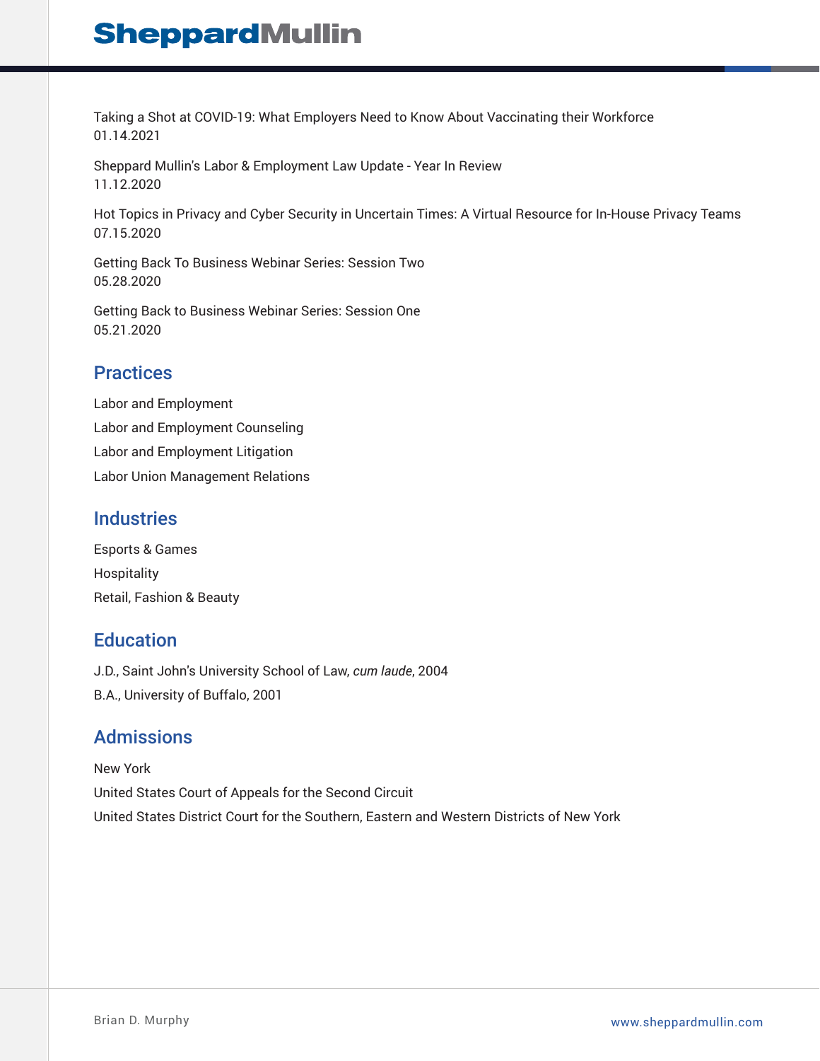Taking a Shot at COVID-19: What Employers Need to Know About Vaccinating their Workforce
01.14.2021

Sheppard Mullin's Labor & Employment Law Update - Year In Review
11.12.2020

Hot Topics in Privacy and Cyber Security in Uncertain Times: A Virtual Resource for In-House Privacy Teams
07.15.2020

Getting Back To Business Webinar Series: Session Two
05.28.2020

Getting Back to Business Webinar Series: Session One
05.21.2020

## Practices

Labor and Employment

Labor and Employment Counseling

Labor and Employment Litigation

Labor Union Management Relations

## Industries

Esports & Games

Hospitality

Retail, Fashion & Beauty

## Education

J.D., Saint John's University School of Law, *cum laude*, 2004

B.A., University of Buffalo, 2001

## Admissions

New York

United States Court of Appeals for the Second Circuit

United States District Court for the Southern, Eastern and Western Districts of New York